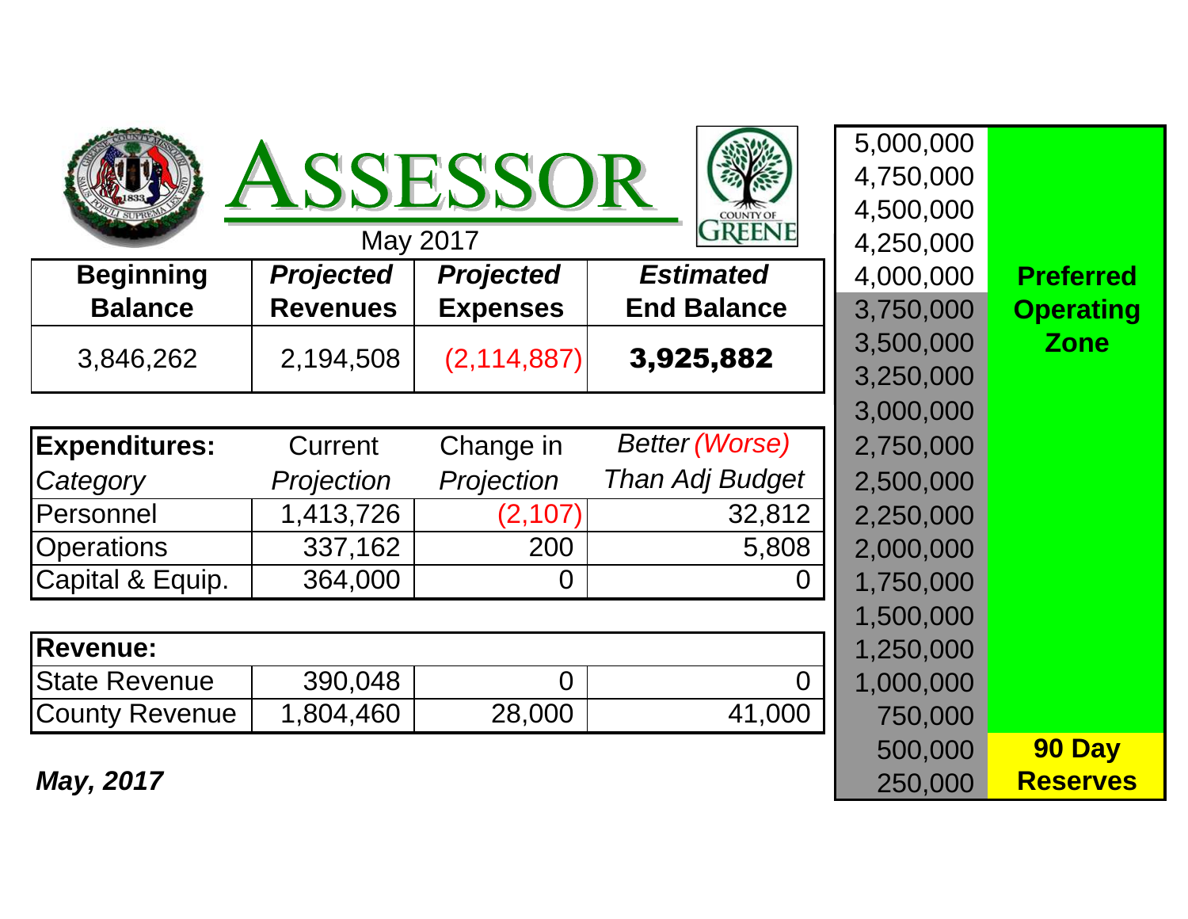# ASSESSOR

May 2017

| Beginning Balance | *Projected Revenues* | *Projected Expenses* | *Estimated End Balance* |
|---|---|---|---|
| 3,846,262 | 2,194,508 | (2,114,887) | **3,925,882** |

| **Expenditures:** *Category* | Current *Projection* | Change in *Projection* | *Better (Worse) Than Adj Budget* |
|---|---|---|---|
| Personnel | 1,413,726 | (2,107) | 32,812 |
| Operations | 337,162 | 200 | 5,808 |
| Capital & Equip. | 364,000 | 0 | 0 |

| **Revenue:** | | | |
|---|---|---|---|
| State Revenue | 390,048 | 0 | 0 |
| County Revenue | 1,804,460 | 28,000 | 41,000 |

***May, 2017***

| | |
|---|---|
| 5,000,000 | |
| 4,750,000 | |
| 4,500,000 | |
| 4,250,000 | |
| 4,000,000 | **Preferred Operating Zone** |
| 3,750,000 | |
| 3,500,000 | |
| 3,250,000 | |
| 3,000,000 | |
| 2,750,000 | |
| 2,500,000 | |
| 2,250,000 | |
| 2,000,000 | |
| 1,750,000 | |
| 1,500,000 | |
| 1,250,000 | |
| 1,000,000 | |
| 750,000 | |
| 500,000 | **90 Day Reserves** |
| 250,000 | |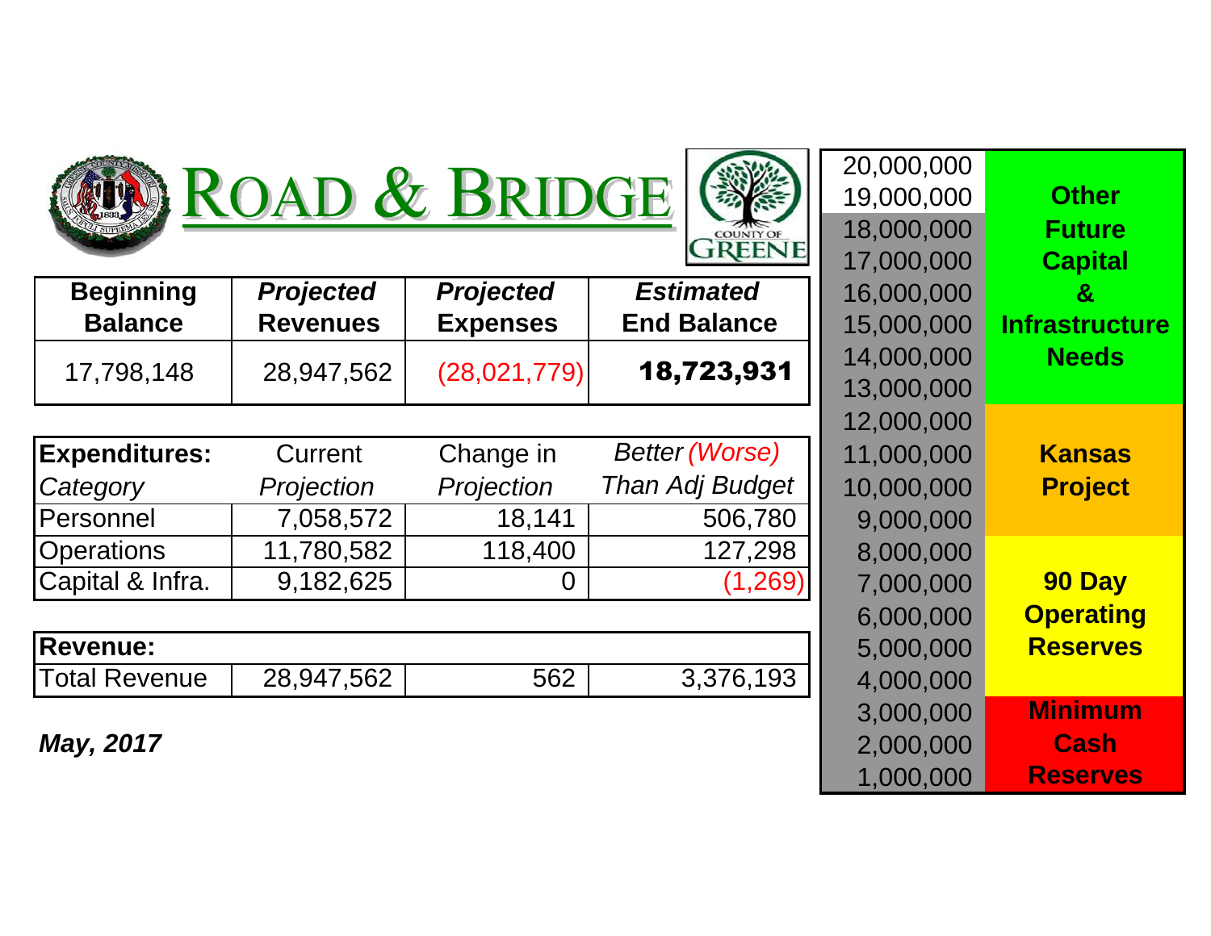# ROAD & BRIDGE

| Beginning Balance | *Projected* Revenues | *Projected* Expenses | *Estimated* End Balance |
|---|---|---|---|
| 17,798,148 | 28,947,562 | (28,021,779) | **18,723,931** |

| **Expenditures:** *Category* | Current *Projection* | Change in *Projection* | *Better (Worse) Than Adj Budget* |
|---|---|---|---|
| Personnel | 7,058,572 | 18,141 | 506,780 |
| Operations | 11,780,582 | 118,400 | 127,298 |
| Capital & Infra. | 9,182,625 | 0 | (1,269) |

| **Revenue:** | | | |
|---|---|---|---|
| Total Revenue | 28,947,562 | 562 | 3,376,193 |

***May, 2017***

| Amount | Category |
|---|---|
| 20,000,000 | **Other Future Capital & Infrastructure Needs** |
| 19,000,000 | |
| 18,000,000 | |
| 17,000,000 | |
| 16,000,000 | |
| 15,000,000 | |
| 14,000,000 | |
| 13,000,000 | |
| 12,000,000 | **Kansas Project** |
| 11,000,000 | |
| 10,000,000 | |
| 9,000,000 | |
| 8,000,000 | **90 Day Operating Reserves** |
| 7,000,000 | |
| 6,000,000 | |
| 5,000,000 | |
| 4,000,000 | |
| 3,000,000 | **Minimum Cash Reserves** |
| 2,000,000 | |
| 1,000,000 | |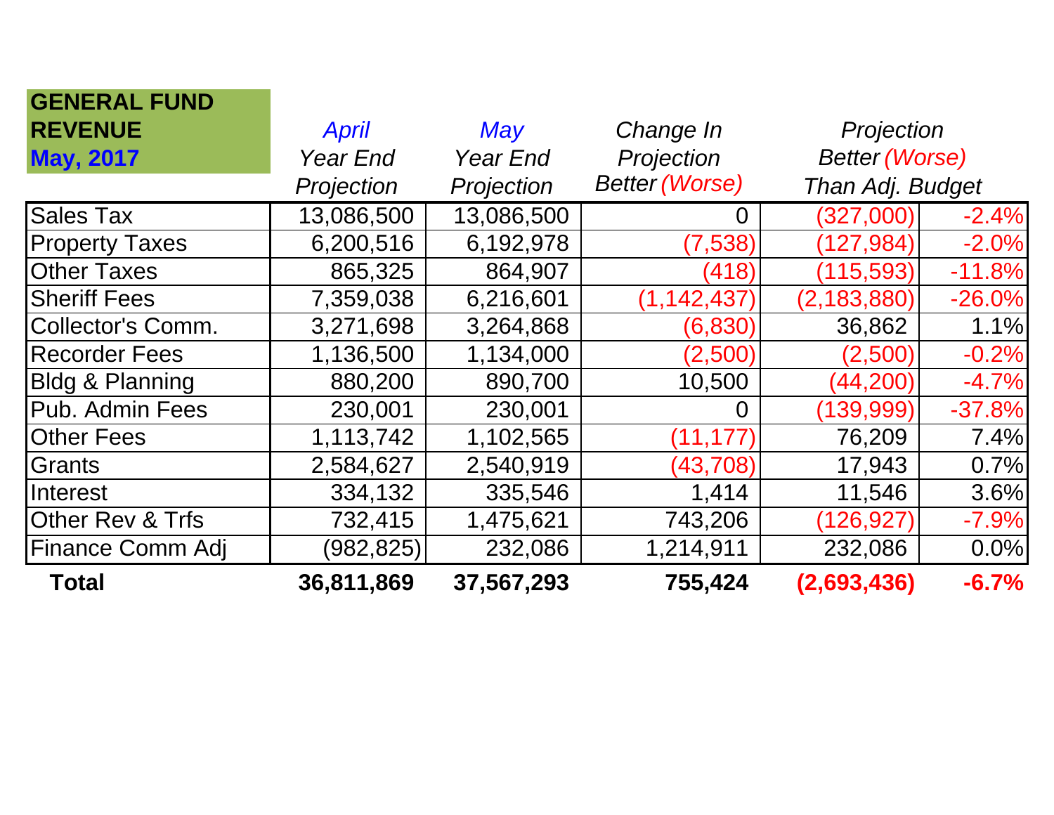**GENERAL FUND REVENUE**
**May, 2017**

| | *April* Year End Projection | *May* Year End Projection | Change In Projection Better (Worse) | Projection Better (Worse) Than Adj. Budget | |
|---|---|---|---|---|---|
| Sales Tax | 13,086,500 | 13,086,500 | 0 | (327,000) | -2.4% |
| Property Taxes | 6,200,516 | 6,192,978 | (7,538) | (127,984) | -2.0% |
| Other Taxes | 865,325 | 864,907 | (418) | (115,593) | -11.8% |
| Sheriff Fees | 7,359,038 | 6,216,601 | (1,142,437) | (2,183,880) | -26.0% |
| Collector's Comm. | 3,271,698 | 3,264,868 | (6,830) | 36,862 | 1.1% |
| Recorder Fees | 1,136,500 | 1,134,000 | (2,500) | (2,500) | -0.2% |
| Bldg & Planning | 880,200 | 890,700 | 10,500 | (44,200) | -4.7% |
| Pub. Admin Fees | 230,001 | 230,001 | 0 | (139,999) | -37.8% |
| Other Fees | 1,113,742 | 1,102,565 | (11,177) | 76,209 | 7.4% |
| Grants | 2,584,627 | 2,540,919 | (43,708) | 17,943 | 0.7% |
| Interest | 334,132 | 335,546 | 1,414 | 11,546 | 3.6% |
| Other Rev & Trfs | 732,415 | 1,475,621 | 743,206 | (126,927) | -7.9% |
| Finance Comm Adj | (982,825) | 232,086 | 1,214,911 | 232,086 | 0.0% |
| **Total** | **36,811,869** | **37,567,293** | **755,424** | **(2,693,436)** | **-6.7%** |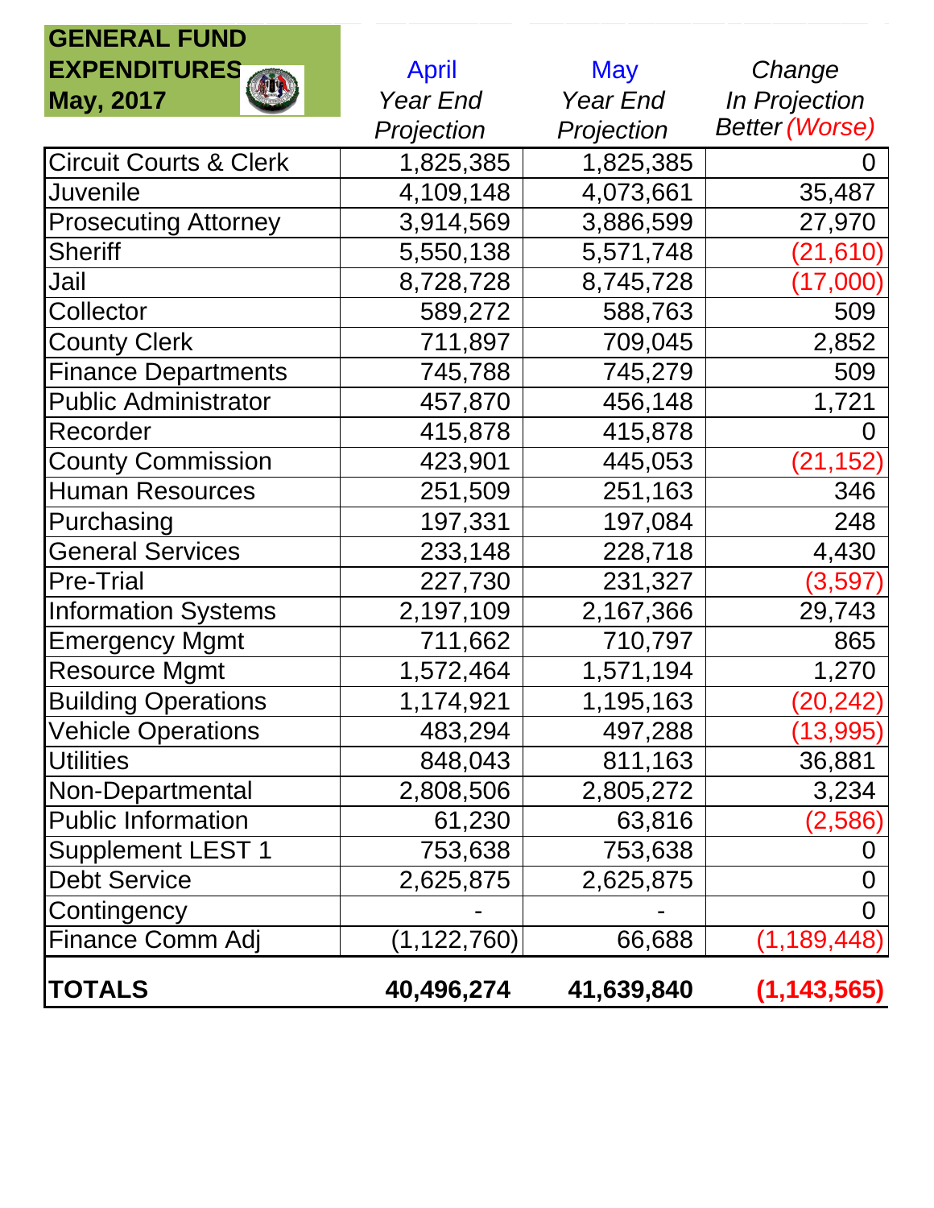| GENERAL FUND EXPENDITURES May, 2017 | April *Year End Projection* | May *Year End Projection* | *Change In Projection Better (Worse)* |
|---|---|---|---|
| Circuit Courts & Clerk | 1,825,385 | 1,825,385 | 0 |
| Juvenile | 4,109,148 | 4,073,661 | 35,487 |
| Prosecuting Attorney | 3,914,569 | 3,886,599 | 27,970 |
| Sheriff | 5,550,138 | 5,571,748 | (21,610) |
| Jail | 8,728,728 | 8,745,728 | (17,000) |
| Collector | 589,272 | 588,763 | 509 |
| County Clerk | 711,897 | 709,045 | 2,852 |
| Finance Departments | 745,788 | 745,279 | 509 |
| Public Administrator | 457,870 | 456,148 | 1,721 |
| Recorder | 415,878 | 415,878 | 0 |
| County Commission | 423,901 | 445,053 | (21,152) |
| Human Resources | 251,509 | 251,163 | 346 |
| Purchasing | 197,331 | 197,084 | 248 |
| General Services | 233,148 | 228,718 | 4,430 |
| Pre-Trial | 227,730 | 231,327 | (3,597) |
| Information Systems | 2,197,109 | 2,167,366 | 29,743 |
| Emergency Mgmt | 711,662 | 710,797 | 865 |
| Resource Mgmt | 1,572,464 | 1,571,194 | 1,270 |
| Building Operations | 1,174,921 | 1,195,163 | (20,242) |
| Vehicle Operations | 483,294 | 497,288 | (13,995) |
| Utilities | 848,043 | 811,163 | 36,881 |
| Non-Departmental | 2,808,506 | 2,805,272 | 3,234 |
| Public Information | 61,230 | 63,816 | (2,586) |
| Supplement LEST 1 | 753,638 | 753,638 | 0 |
| Debt Service | 2,625,875 | 2,625,875 | 0 |
| Contingency | - | - | 0 |
| Finance Comm Adj | (1,122,760) | 66,688 | (1,189,448) |
| **TOTALS** | **40,496,274** | **41,639,840** | **(1,143,565)** |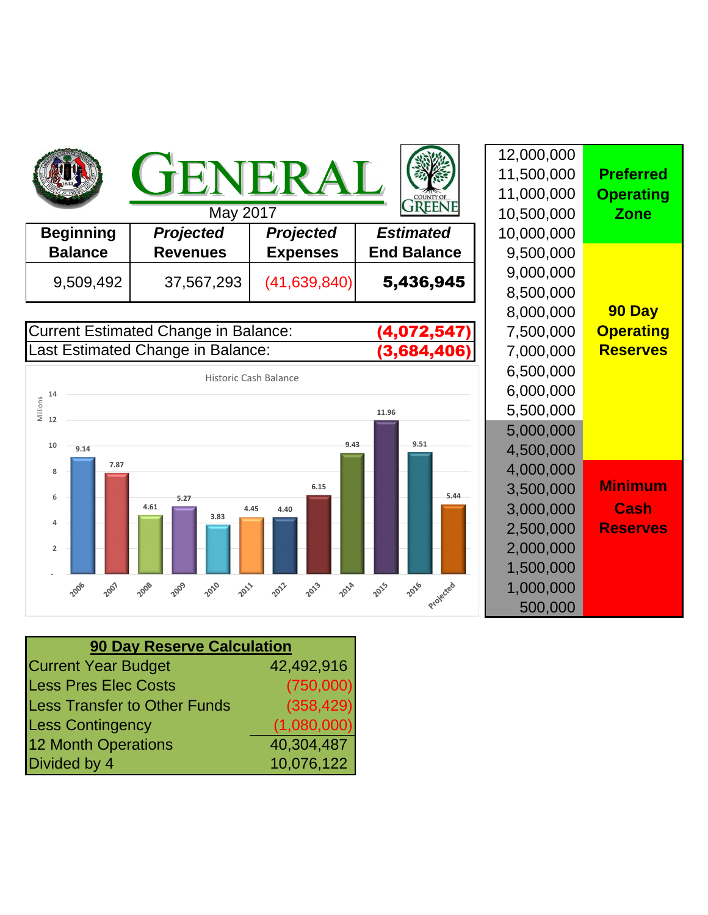# GENERAL

May 2017

| Beginning Balance | *Projected* Revenues | *Projected* Expenses | *Estimated* End Balance |
|---|---|---|---|
| 9,509,492 | 37,567,293 | (41,639,840) | **5,436,945** |

| | |
|---|---|
| Current Estimated Change in Balance: | **(4,072,547)** |
| Last Estimated Change in Balance: | **(3,684,406)** |

Historic Cash Balance

Millions

14
12
10
8
6
4
2
-

9.14
7.87
4.61
5.27
3.83
4.45
4.40
6.15
9.43
11.96
9.51
5.44

2006
2007
2008
2009
2010
2011
2012
2013
2014
2015
2016
Projected

| | |
|---|---|
| 12,000,000 | **Preferred Operating Zone** |
| 11,500,000 | |
| 11,000,000 | |
| 10,500,000 | |
| 10,000,000 | |
| 9,500,000 | **90 Day Operating Reserves** |
| 9,000,000 | |
| 8,500,000 | |
| 8,000,000 | |
| 7,500,000 | |
| 7,000,000 | |
| 6,500,000 | |
| 6,000,000 | |
| 5,500,000 | |
| 5,000,000 | |
| 4,500,000 | |
| 4,000,000 | **Minimum Cash Reserves** |
| 3,500,000 | |
| 3,000,000 | |
| 2,500,000 | |
| 2,000,000 | |
| 1,500,000 | |
| 1,000,000 | |
| 500,000 | |

| **90 Day Reserve Calculation** | |
|---|---|
| Current Year Budget | 42,492,916 |
| Less Pres Elec Costs | (750,000) |
| Less Transfer to Other Funds | (358,429) |
| Less Contingency | (1,080,000) |
| 12 Month Operations | 40,304,487 |
| Divided by 4 | 10,076,122 |